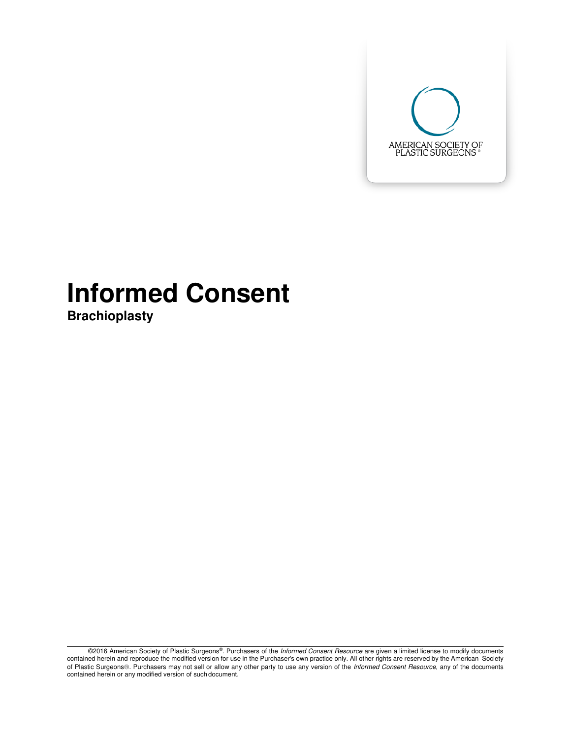AMERICAN SOCIETY OF PLASTIC SURGEONS®

# Informed Consent

## Brachioplasty

©2016 American Society of Plastic Surgeons®. Purchasers of the *Informed Consent Resource* are given a limited license to modify documents contained herein and reproduce the modified version for use in the Purchaser's own practice only. All other rights are reserved by the American Society of Plastic Surgeons®. Purchasers may not sell or allow any other party to use any version of the *Informed Consent Resource,* any of the documents contained herein or any modified version of such document.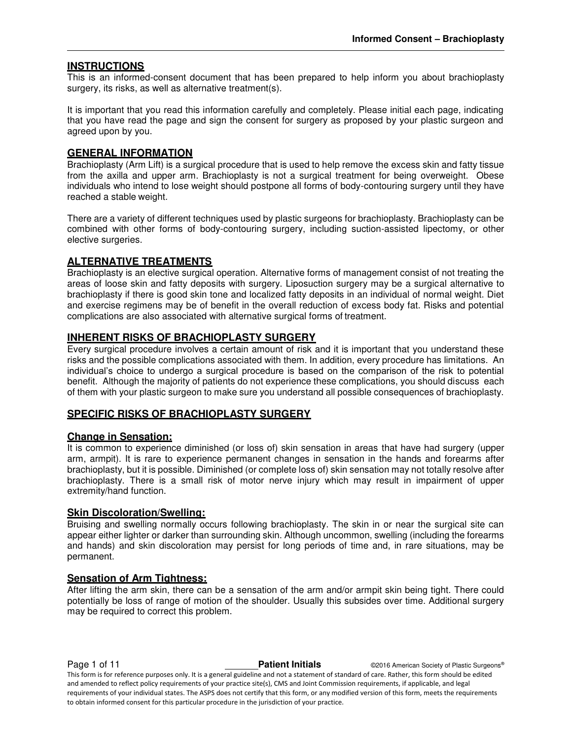## INSTRUCTIONS

This is an informed-consent document that has been prepared to help inform you about brachioplasty surgery, its risks, as well as alternative treatment(s).

It is important that you read this information carefully and completely. Please initial each page, indicating that you have read the page and sign the consent for surgery as proposed by your plastic surgeon and agreed upon by you.

## GENERAL INFORMATION

Brachioplasty (Arm Lift) is a surgical procedure that is used to help remove the excess skin and fatty tissue from the axilla and upper arm. Brachioplasty is not a surgical treatment for being overweight. Obese individuals who intend to lose weight should postpone all forms of body-contouring surgery until they have reached a stable weight.

There are a variety of different techniques used by plastic surgeons for brachioplasty. Brachioplasty can be combined with other forms of body-contouring surgery, including suction-assisted lipectomy, or other elective surgeries.

## ALTERNATIVE TREATMENTS

Brachioplasty is an elective surgical operation. Alternative forms of management consist of not treating the areas of loose skin and fatty deposits with surgery. Liposuction surgery may be a surgical alternative to brachioplasty if there is good skin tone and localized fatty deposits in an individual of normal weight. Diet and exercise regimens may be of benefit in the overall reduction of excess body fat. Risks and potential complications are also associated with alternative surgical forms of treatment.

## INHERENT RISKS OF BRACHIOPLASTY SURGERY

Every surgical procedure involves a certain amount of risk and it is important that you understand these risks and the possible complications associated with them. In addition, every procedure has limitations. An individual's choice to undergo a surgical procedure is based on the comparison of the risk to potential benefit. Although the majority of patients do not experience these complications, you should discuss each of them with your plastic surgeon to make sure you understand all possible consequences of brachioplasty.

## SPECIFIC RISKS OF BRACHIOPLASTY SURGERY

### Change in Sensation:

It is common to experience diminished (or loss of) skin sensation in areas that have had surgery (upper arm, armpit). It is rare to experience permanent changes in sensation in the hands and forearms after brachioplasty, but it is possible. Diminished (or complete loss of) skin sensation may not totally resolve after brachioplasty. There is a small risk of motor nerve injury which may result in impairment of upper extremity/hand function.

### Skin Discoloration/Swelling:

Bruising and swelling normally occurs following brachioplasty. The skin in or near the surgical site can appear either lighter or darker than surrounding skin. Although uncommon, swelling (including the forearms and hands) and skin discoloration may persist for long periods of time and, in rare situations, may be permanent.

### Sensation of Arm Tightness:

After lifting the arm skin, there can be a sensation of the arm and/or armpit skin being tight. There could potentially be loss of range of motion of the shoulder. Usually this subsides over time. Additional surgery may be required to correct this problem.

_______ **Patient Initials**

This form is for reference purposes only. It is a general guideline and not a statement of standard of care. Rather, this form should be edited and amended to reflect policy requirements of your practice site(s), CMS and Joint Commission requirements, if applicable, and legal requirements of your individual states. The ASPS does not certify that this form, or any modified version of this form, meets the requirements to obtain informed consent for this particular procedure in the jurisdiction of your practice.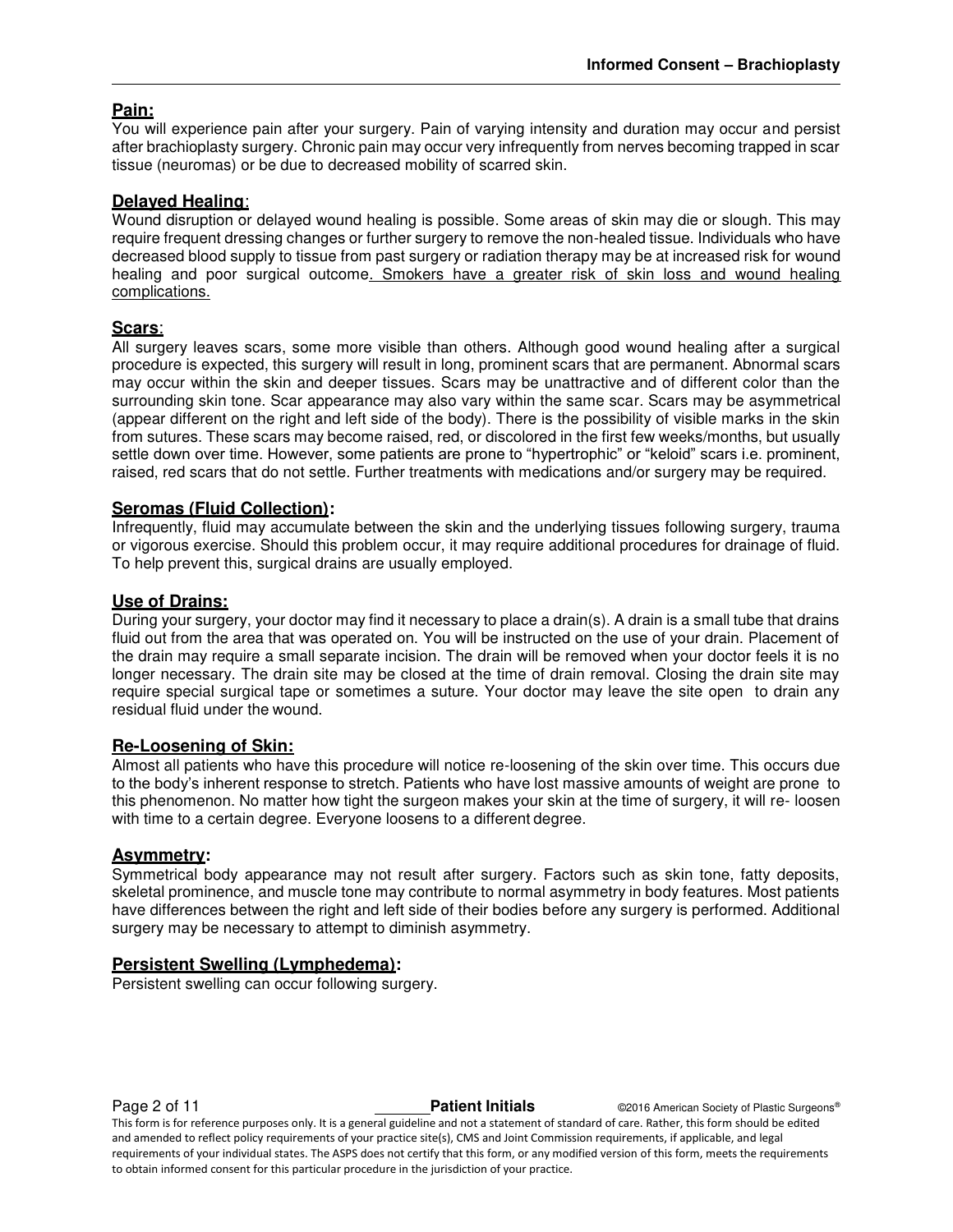**Pain:**
You will experience pain after your surgery. Pain of varying intensity and duration may occur and persist after brachioplasty surgery. Chronic pain may occur very infrequently from nerves becoming trapped in scar tissue (neuromas) or be due to decreased mobility of scarred skin.

**Delayed Healing:**
Wound disruption or delayed wound healing is possible. Some areas of skin may die or slough. This may require frequent dressing changes or further surgery to remove the non-healed tissue. Individuals who have decreased blood supply to tissue from past surgery or radiation therapy may be at increased risk for wound healing and poor surgical outcome. Smokers have a greater risk of skin loss and wound healing complications.

**Scars:**
All surgery leaves scars, some more visible than others. Although good wound healing after a surgical procedure is expected, this surgery will result in long, prominent scars that are permanent. Abnormal scars may occur within the skin and deeper tissues. Scars may be unattractive and of different color than the surrounding skin tone. Scar appearance may also vary within the same scar. Scars may be asymmetrical (appear different on the right and left side of the body). There is the possibility of visible marks in the skin from sutures. These scars may become raised, red, or discolored in the first few weeks/months, but usually settle down over time. However, some patients are prone to "hypertrophic" or "keloid" scars i.e. prominent, raised, red scars that do not settle. Further treatments with medications and/or surgery may be required.

**Seromas (Fluid Collection):**
Infrequently, fluid may accumulate between the skin and the underlying tissues following surgery, trauma or vigorous exercise. Should this problem occur, it may require additional procedures for drainage of fluid. To help prevent this, surgical drains are usually employed.

**Use of Drains:**
During your surgery, your doctor may find it necessary to place a drain(s). A drain is a small tube that drains fluid out from the area that was operated on. You will be instructed on the use of your drain. Placement of the drain may require a small separate incision. The drain will be removed when your doctor feels it is no longer necessary. The drain site may be closed at the time of drain removal. Closing the drain site may require special surgical tape or sometimes a suture. Your doctor may leave the site open to drain any residual fluid under the wound.

**Re-Loosening of Skin:**
Almost all patients who have this procedure will notice re-loosening of the skin over time. This occurs due to the body's inherent response to stretch. Patients who have lost massive amounts of weight are prone to this phenomenon. No matter how tight the surgeon makes your skin at the time of surgery, it will re- loosen with time to a certain degree. Everyone loosens to a different degree.

**Asymmetry:**
Symmetrical body appearance may not result after surgery. Factors such as skin tone, fatty deposits, skeletal prominence, and muscle tone may contribute to normal asymmetry in body features. Most patients have differences between the right and left side of their bodies before any surgery is performed. Additional surgery may be necessary to attempt to diminish asymmetry.

**Persistent Swelling (Lymphedema):**
Persistent swelling can occur following surgery.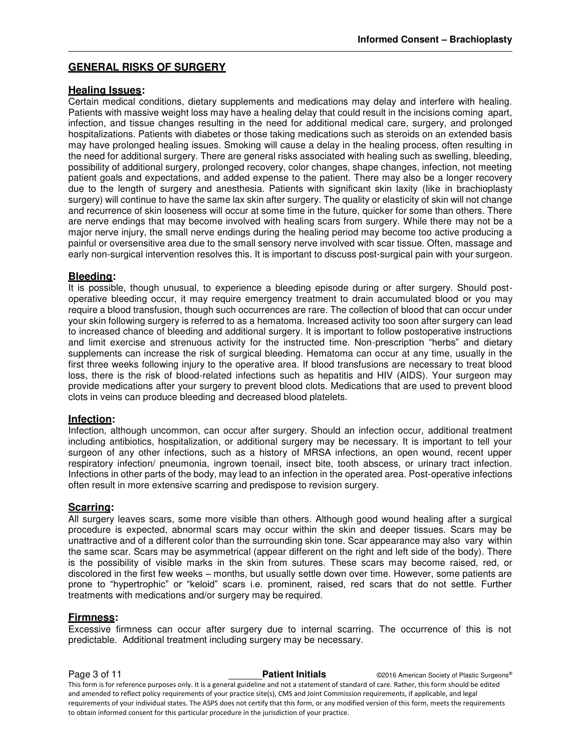## GENERAL RISKS OF SURGERY

### Healing Issues:

Certain medical conditions, dietary supplements and medications may delay and interfere with healing. Patients with massive weight loss may have a healing delay that could result in the incisions coming apart, infection, and tissue changes resulting in the need for additional medical care, surgery, and prolonged hospitalizations. Patients with diabetes or those taking medications such as steroids on an extended basis may have prolonged healing issues. Smoking will cause a delay in the healing process, often resulting in the need for additional surgery. There are general risks associated with healing such as swelling, bleeding, possibility of additional surgery, prolonged recovery, color changes, shape changes, infection, not meeting patient goals and expectations, and added expense to the patient. There may also be a longer recovery due to the length of surgery and anesthesia. Patients with significant skin laxity (like in brachioplasty surgery) will continue to have the same lax skin after surgery. The quality or elasticity of skin will not change and recurrence of skin looseness will occur at some time in the future, quicker for some than others. There are nerve endings that may become involved with healing scars from surgery. While there may not be a major nerve injury, the small nerve endings during the healing period may become too active producing a painful or oversensitive area due to the small sensory nerve involved with scar tissue. Often, massage and early non-surgical intervention resolves this. It is important to discuss post-surgical pain with your surgeon.

### Bleeding:

It is possible, though unusual, to experience a bleeding episode during or after surgery. Should post-operative bleeding occur, it may require emergency treatment to drain accumulated blood or you may require a blood transfusion, though such occurrences are rare. The collection of blood that can occur under your skin following surgery is referred to as a hematoma. Increased activity too soon after surgery can lead to increased chance of bleeding and additional surgery. It is important to follow postoperative instructions and limit exercise and strenuous activity for the instructed time. Non-prescription "herbs" and dietary supplements can increase the risk of surgical bleeding. Hematoma can occur at any time, usually in the first three weeks following injury to the operative area. If blood transfusions are necessary to treat blood loss, there is the risk of blood-related infections such as hepatitis and HIV (AIDS). Your surgeon may provide medications after your surgery to prevent blood clots. Medications that are used to prevent blood clots in veins can produce bleeding and decreased blood platelets.

### Infection:

Infection, although uncommon, can occur after surgery. Should an infection occur, additional treatment including antibiotics, hospitalization, or additional surgery may be necessary. It is important to tell your surgeon of any other infections, such as a history of MRSA infections, an open wound, recent upper respiratory infection/ pneumonia, ingrown toenail, insect bite, tooth abscess, or urinary tract infection. Infections in other parts of the body, may lead to an infection in the operated area. Post-operative infections often result in more extensive scarring and predispose to revision surgery.

### Scarring:

All surgery leaves scars, some more visible than others. Although good wound healing after a surgical procedure is expected, abnormal scars may occur within the skin and deeper tissues. Scars may be unattractive and of a different color than the surrounding skin tone. Scar appearance may also vary within the same scar. Scars may be asymmetrical (appear different on the right and left side of the body). There is the possibility of visible marks in the skin from sutures. These scars may become raised, red, or discolored in the first few weeks – months, but usually settle down over time. However, some patients are prone to "hypertrophic" or "keloid" scars i.e. prominent, raised, red scars that do not settle. Further treatments with medications and/or surgery may be required.

### Firmness:

Excessive firmness can occur after surgery due to internal scarring. The occurrence of this is not predictable. Additional treatment including surgery may be necessary.

______ **Patient Initials**

This form is for reference purposes only. It is a general guideline and not a statement of standard of care. Rather, this form should be edited and amended to reflect policy requirements of your practice site(s), CMS and Joint Commission requirements, if applicable, and legal requirements of your individual states. The ASPS does not certify that this form, or any modified version of this form, meets the requirements to obtain informed consent for this particular procedure in the jurisdiction of your practice.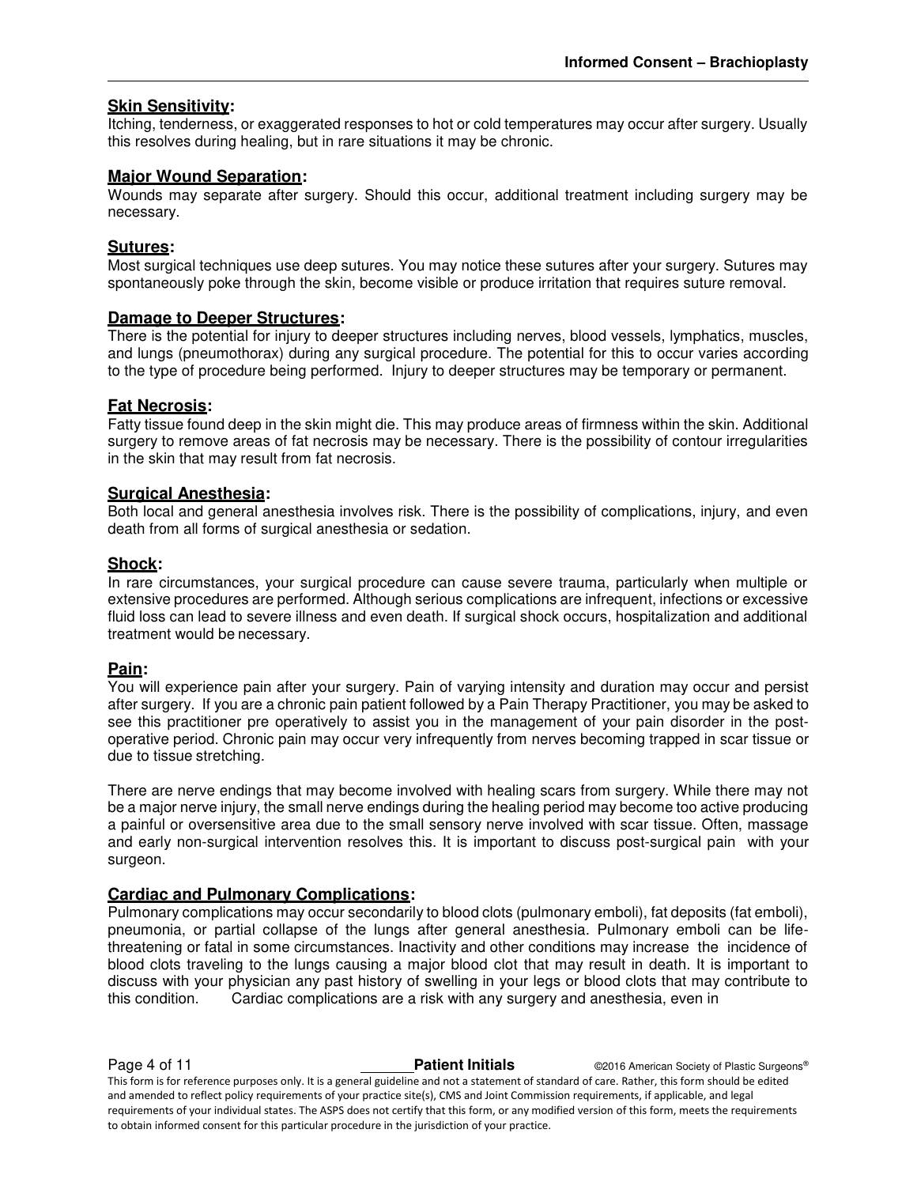### **Skin Sensitivity:**
Itching, tenderness, or exaggerated responses to hot or cold temperatures may occur after surgery. Usually this resolves during healing, but in rare situations it may be chronic.

### **Major Wound Separation:**
Wounds may separate after surgery. Should this occur, additional treatment including surgery may be necessary.

### **Sutures:**
Most surgical techniques use deep sutures. You may notice these sutures after your surgery. Sutures may spontaneously poke through the skin, become visible or produce irritation that requires suture removal.

### **Damage to Deeper Structures:**
There is the potential for injury to deeper structures including nerves, blood vessels, lymphatics, muscles, and lungs (pneumothorax) during any surgical procedure. The potential for this to occur varies according to the type of procedure being performed. Injury to deeper structures may be temporary or permanent.

### **Fat Necrosis:**
Fatty tissue found deep in the skin might die. This may produce areas of firmness within the skin. Additional surgery to remove areas of fat necrosis may be necessary. There is the possibility of contour irregularities in the skin that may result from fat necrosis.

### **Surgical Anesthesia:**
Both local and general anesthesia involves risk. There is the possibility of complications, injury, and even death from all forms of surgical anesthesia or sedation.

### **Shock:**
In rare circumstances, your surgical procedure can cause severe trauma, particularly when multiple or extensive procedures are performed. Although serious complications are infrequent, infections or excessive fluid loss can lead to severe illness and even death. If surgical shock occurs, hospitalization and additional treatment would be necessary.

### **Pain:**
You will experience pain after your surgery. Pain of varying intensity and duration may occur and persist after surgery. If you are a chronic pain patient followed by a Pain Therapy Practitioner, you may be asked to see this practitioner pre operatively to assist you in the management of your pain disorder in the post-operative period. Chronic pain may occur very infrequently from nerves becoming trapped in scar tissue or due to tissue stretching.

There are nerve endings that may become involved with healing scars from surgery. While there may not be a major nerve injury, the small nerve endings during the healing period may become too active producing a painful or oversensitive area due to the small sensory nerve involved with scar tissue. Often, massage and early non-surgical intervention resolves this. It is important to discuss post-surgical pain with your surgeon.

### **Cardiac and Pulmonary Complications:**
Pulmonary complications may occur secondarily to blood clots (pulmonary emboli), fat deposits (fat emboli), pneumonia, or partial collapse of the lungs after general anesthesia. Pulmonary emboli can be life-threatening or fatal in some circumstances. Inactivity and other conditions may increase the incidence of blood clots traveling to the lungs causing a major blood clot that may result in death. It is important to discuss with your physician any past history of swelling in your legs or blood clots that may contribute to this condition. Cardiac complications are a risk with any surgery and anesthesia, even in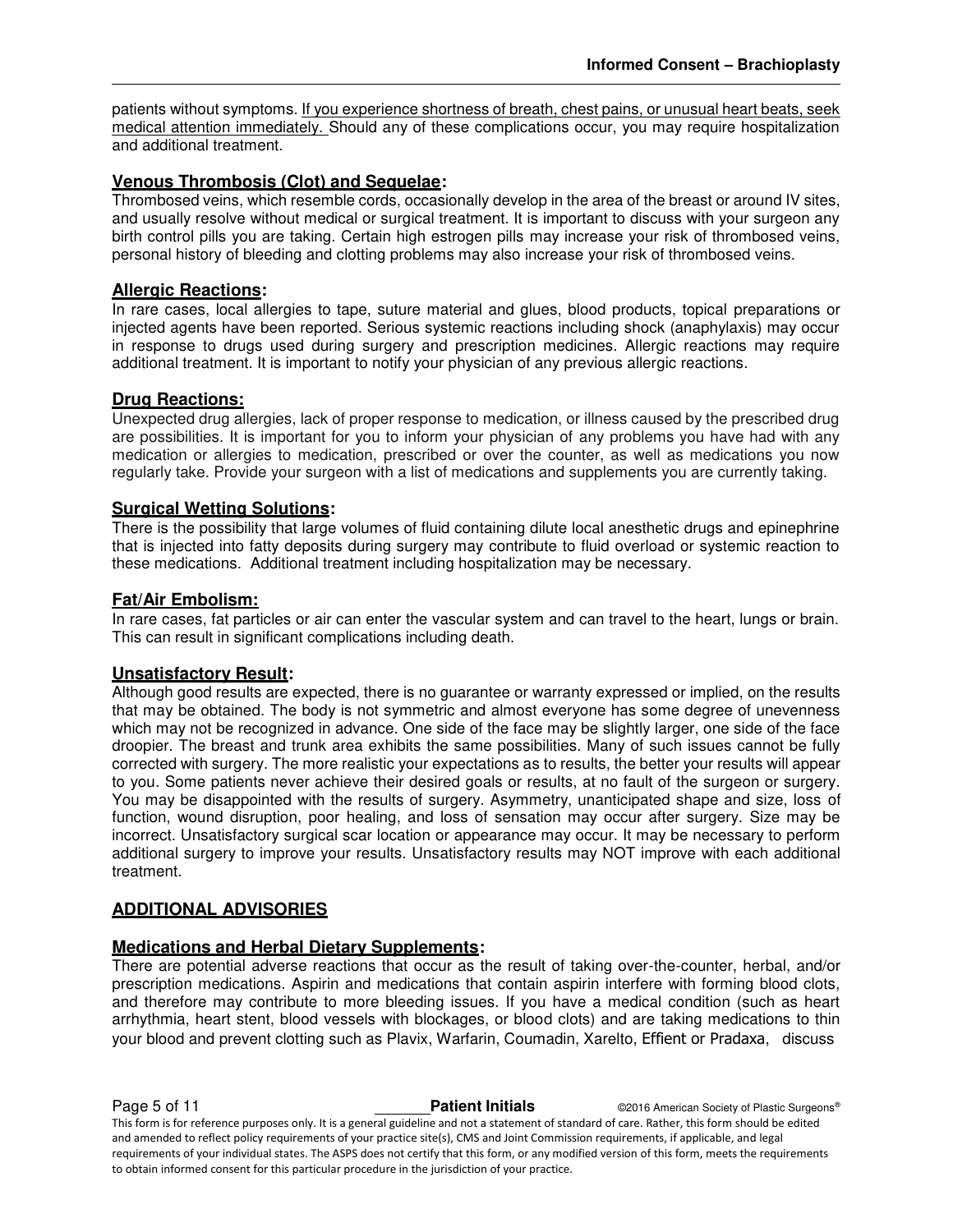patients without symptoms. <u>If you experience shortness of breath, chest pains, or unusual heart beats, seek medical attention immediately.</u> Should any of these complications occur, you may require hospitalization and additional treatment.

### Venous Thrombosis (Clot) and Sequelae:

Thrombosed veins, which resemble cords, occasionally develop in the area of the breast or around IV sites, and usually resolve without medical or surgical treatment. It is important to discuss with your surgeon any birth control pills you are taking. Certain high estrogen pills may increase your risk of thrombosed veins, personal history of bleeding and clotting problems may also increase your risk of thrombosed veins.

### Allergic Reactions:

In rare cases, local allergies to tape, suture material and glues, blood products, topical preparations or injected agents have been reported. Serious systemic reactions including shock (anaphylaxis) may occur in response to drugs used during surgery and prescription medicines. Allergic reactions may require additional treatment. It is important to notify your physician of any previous allergic reactions.

### Drug Reactions:

Unexpected drug allergies, lack of proper response to medication, or illness caused by the prescribed drug are possibilities. It is important for you to inform your physician of any problems you have had with any medication or allergies to medication, prescribed or over the counter, as well as medications you now regularly take. Provide your surgeon with a list of medications and supplements you are currently taking.

### Surgical Wetting Solutions:

There is the possibility that large volumes of fluid containing dilute local anesthetic drugs and epinephrine that is injected into fatty deposits during surgery may contribute to fluid overload or systemic reaction to these medications. Additional treatment including hospitalization may be necessary.

### Fat/Air Embolism:

In rare cases, fat particles or air can enter the vascular system and can travel to the heart, lungs or brain. This can result in significant complications including death.

### Unsatisfactory Result:

Although good results are expected, there is no guarantee or warranty expressed or implied, on the results that may be obtained. The body is not symmetric and almost everyone has some degree of unevenness which may not be recognized in advance. One side of the face may be slightly larger, one side of the face droopier. The breast and trunk area exhibits the same possibilities. Many of such issues cannot be fully corrected with surgery. The more realistic your expectations as to results, the better your results will appear to you. Some patients never achieve their desired goals or results, at no fault of the surgeon or surgery. You may be disappointed with the results of surgery. Asymmetry, unanticipated shape and size, loss of function, wound disruption, poor healing, and loss of sensation may occur after surgery. Size may be incorrect. Unsatisfactory surgical scar location or appearance may occur. It may be necessary to perform additional surgery to improve your results. Unsatisfactory results may NOT improve with each additional treatment.

## ADDITIONAL ADVISORIES

### Medications and Herbal Dietary Supplements:

There are potential adverse reactions that occur as the result of taking over-the-counter, herbal, and/or prescription medications. Aspirin and medications that contain aspirin interfere with forming blood clots, and therefore may contribute to more bleeding issues. If you have a medical condition (such as heart arrhythmia, heart stent, blood vessels with blockages, or blood clots) and are taking medications to thin your blood and prevent clotting such as Plavix, Warfarin, Coumadin, Xarelto, Effient or Pradaxa, discuss

\_\_\_\_\_\_ **Patient Initials**

This form is for reference purposes only. It is a general guideline and not a statement of standard of care. Rather, this form should be edited and amended to reflect policy requirements of your practice site(s), CMS and Joint Commission requirements, if applicable, and legal requirements of your individual states. The ASPS does not certify that this form, or any modified version of this form, meets the requirements to obtain informed consent for this particular procedure in the jurisdiction of your practice.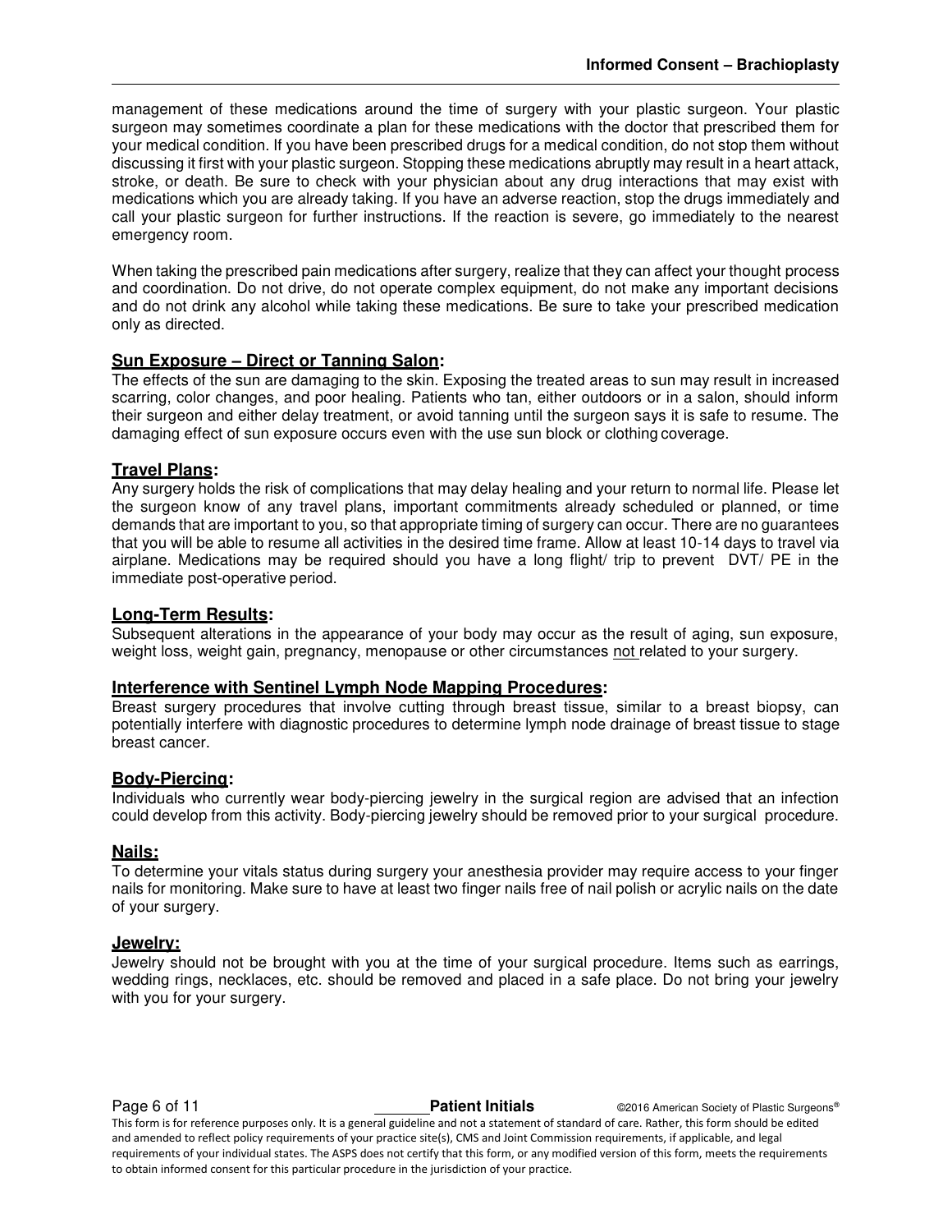management of these medications around the time of surgery with your plastic surgeon. Your plastic surgeon may sometimes coordinate a plan for these medications with the doctor that prescribed them for your medical condition. If you have been prescribed drugs for a medical condition, do not stop them without discussing it first with your plastic surgeon. Stopping these medications abruptly may result in a heart attack, stroke, or death. Be sure to check with your physician about any drug interactions that may exist with medications which you are already taking. If you have an adverse reaction, stop the drugs immediately and call your plastic surgeon for further instructions. If the reaction is severe, go immediately to the nearest emergency room.

When taking the prescribed pain medications after surgery, realize that they can affect your thought process and coordination. Do not drive, do not operate complex equipment, do not make any important decisions and do not drink any alcohol while taking these medications. Be sure to take your prescribed medication only as directed.

### Sun Exposure – Direct or Tanning Salon:

The effects of the sun are damaging to the skin. Exposing the treated areas to sun may result in increased scarring, color changes, and poor healing. Patients who tan, either outdoors or in a salon, should inform their surgeon and either delay treatment, or avoid tanning until the surgeon says it is safe to resume. The damaging effect of sun exposure occurs even with the use sun block or clothing coverage.

### Travel Plans:

Any surgery holds the risk of complications that may delay healing and your return to normal life. Please let the surgeon know of any travel plans, important commitments already scheduled or planned, or time demands that are important to you, so that appropriate timing of surgery can occur. There are no guarantees that you will be able to resume all activities in the desired time frame. Allow at least 10-14 days to travel via airplane. Medications may be required should you have a long flight/ trip to prevent DVT/ PE in the immediate post-operative period.

### Long-Term Results:

Subsequent alterations in the appearance of your body may occur as the result of aging, sun exposure, weight loss, weight gain, pregnancy, menopause or other circumstances not related to your surgery.

### Interference with Sentinel Lymph Node Mapping Procedures:

Breast surgery procedures that involve cutting through breast tissue, similar to a breast biopsy, can potentially interfere with diagnostic procedures to determine lymph node drainage of breast tissue to stage breast cancer.

### Body-Piercing:

Individuals who currently wear body-piercing jewelry in the surgical region are advised that an infection could develop from this activity. Body-piercing jewelry should be removed prior to your surgical procedure.

### Nails:

To determine your vitals status during surgery your anesthesia provider may require access to your finger nails for monitoring. Make sure to have at least two finger nails free of nail polish or acrylic nails on the date of your surgery.

### Jewelry:

Jewelry should not be brought with you at the time of your surgical procedure. Items such as earrings, wedding rings, necklaces, etc. should be removed and placed in a safe place. Do not bring your jewelry with you for your surgery.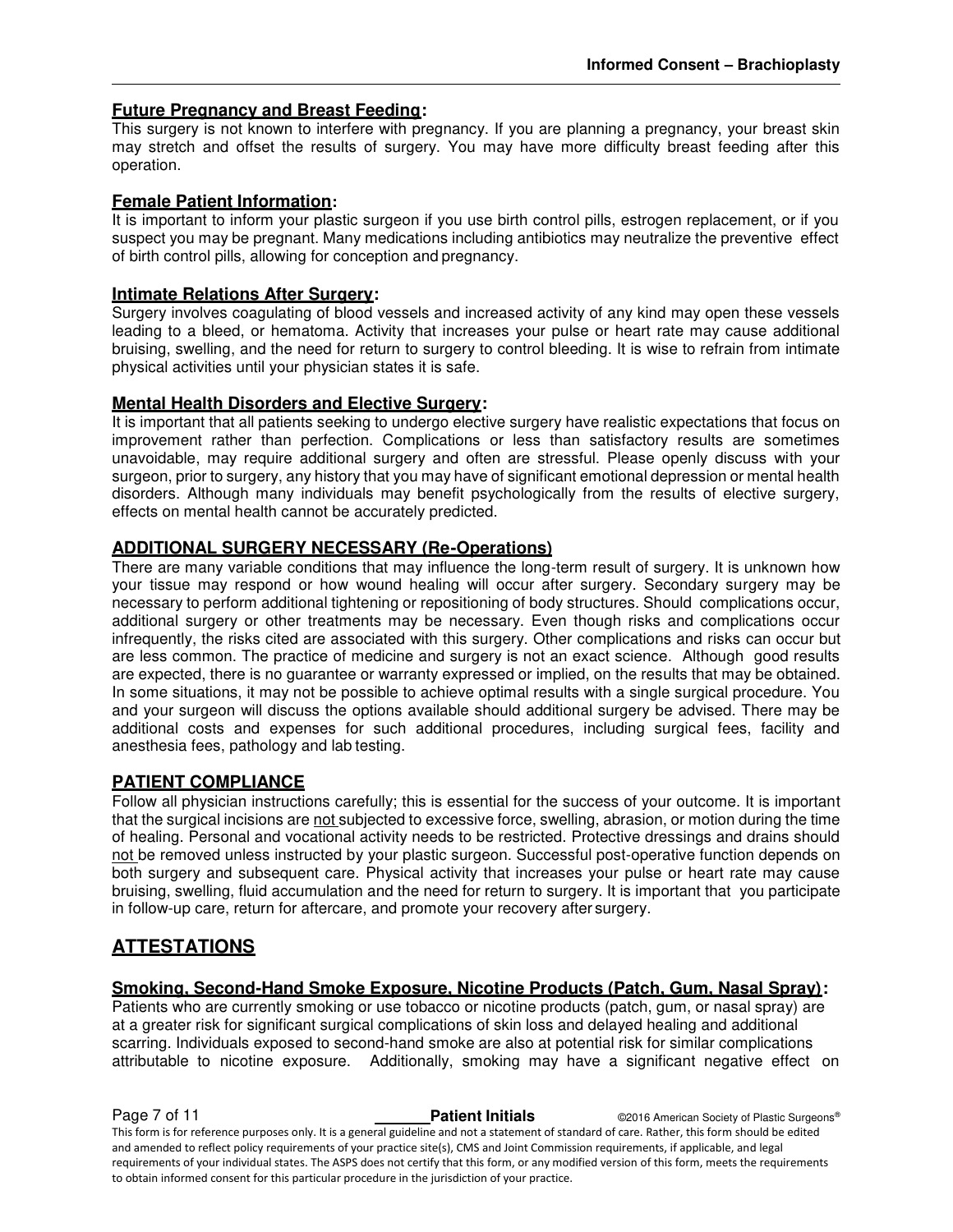### **Future Pregnancy and Breast Feeding:**

This surgery is not known to interfere with pregnancy. If you are planning a pregnancy, your breast skin may stretch and offset the results of surgery. You may have more difficulty breast feeding after this operation.

### **Female Patient Information:**

It is important to inform your plastic surgeon if you use birth control pills, estrogen replacement, or if you suspect you may be pregnant. Many medications including antibiotics may neutralize the preventive effect of birth control pills, allowing for conception and pregnancy.

### **Intimate Relations After Surgery:**

Surgery involves coagulating of blood vessels and increased activity of any kind may open these vessels leading to a bleed, or hematoma. Activity that increases your pulse or heart rate may cause additional bruising, swelling, and the need for return to surgery to control bleeding. It is wise to refrain from intimate physical activities until your physician states it is safe.

### **Mental Health Disorders and Elective Surgery:**

It is important that all patients seeking to undergo elective surgery have realistic expectations that focus on improvement rather than perfection. Complications or less than satisfactory results are sometimes unavoidable, may require additional surgery and often are stressful. Please openly discuss with your surgeon, prior to surgery, any history that you may have of significant emotional depression or mental health disorders. Although many individuals may benefit psychologically from the results of elective surgery, effects on mental health cannot be accurately predicted.

### **ADDITIONAL SURGERY NECESSARY (Re-Operations)**

There are many variable conditions that may influence the long-term result of surgery. It is unknown how your tissue may respond or how wound healing will occur after surgery. Secondary surgery may be necessary to perform additional tightening or repositioning of body structures. Should complications occur, additional surgery or other treatments may be necessary. Even though risks and complications occur infrequently, the risks cited are associated with this surgery. Other complications and risks can occur but are less common. The practice of medicine and surgery is not an exact science. Although good results are expected, there is no guarantee or warranty expressed or implied, on the results that may be obtained. In some situations, it may not be possible to achieve optimal results with a single surgical procedure. You and your surgeon will discuss the options available should additional surgery be advised. There may be additional costs and expenses for such additional procedures, including surgical fees, facility and anesthesia fees, pathology and lab testing.

### **PATIENT COMPLIANCE**

Follow all physician instructions carefully; this is essential for the success of your outcome. It is important that the surgical incisions are not subjected to excessive force, swelling, abrasion, or motion during the time of healing. Personal and vocational activity needs to be restricted. Protective dressings and drains should not be removed unless instructed by your plastic surgeon. Successful post-operative function depends on both surgery and subsequent care. Physical activity that increases your pulse or heart rate may cause bruising, swelling, fluid accumulation and the need for return to surgery. It is important that you participate in follow-up care, return for aftercare, and promote your recovery after surgery.

## **ATTESTATIONS**

### **Smoking, Second-Hand Smoke Exposure, Nicotine Products (Patch, Gum, Nasal Spray):**

Patients who are currently smoking or use tobacco or nicotine products (patch, gum, or nasal spray) are at a greater risk for significant surgical complications of skin loss and delayed healing and additional scarring. Individuals exposed to second-hand smoke are also at potential risk for similar complications attributable to nicotine exposure. Additionally, smoking may have a significant negative effect on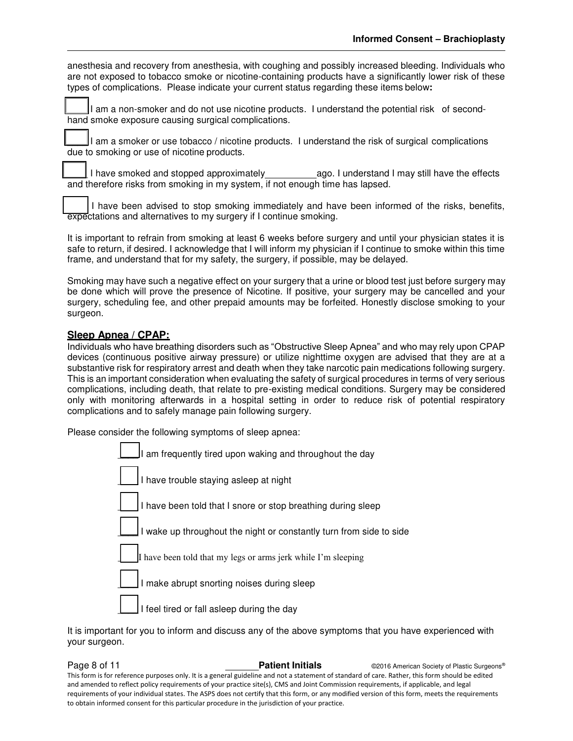anesthesia and recovery from anesthesia, with coughing and possibly increased bleeding. Individuals who are not exposed to tobacco smoke or nicotine-containing products have a significantly lower risk of these types of complications. Please indicate your current status regarding these items below**:**

☐ I am a non-smoker and do not use nicotine products. I understand the potential risk of second-hand smoke exposure causing surgical complications.

☐ I am a smoker or use tobacco / nicotine products. I understand the risk of surgical complications due to smoking or use of nicotine products.

☐ I have smoked and stopped approximately __________ ago. I understand I may still have the effects and therefore risks from smoking in my system, if not enough time has lapsed.

☐ I have been advised to stop smoking immediately and have been informed of the risks, benefits, expectations and alternatives to my surgery if I continue smoking.

It is important to refrain from smoking at least 6 weeks before surgery and until your physician states it is safe to return, if desired. I acknowledge that I will inform my physician if I continue to smoke within this time frame, and understand that for my safety, the surgery, if possible, may be delayed.

Smoking may have such a negative effect on your surgery that a urine or blood test just before surgery may be done which will prove the presence of Nicotine. If positive, your surgery may be cancelled and your surgery, scheduling fee, and other prepaid amounts may be forfeited. Honestly disclose smoking to your surgeon.

## Sleep Apnea / CPAP:

Individuals who have breathing disorders such as "Obstructive Sleep Apnea" and who may rely upon CPAP devices (continuous positive airway pressure) or utilize nighttime oxygen are advised that they are at a substantive risk for respiratory arrest and death when they take narcotic pain medications following surgery. This is an important consideration when evaluating the safety of surgical procedures in terms of very serious complications, including death, that relate to pre-existing medical conditions. Surgery may be considered only with monitoring afterwards in a hospital setting in order to reduce risk of potential respiratory complications and to safely manage pain following surgery.

Please consider the following symptoms of sleep apnea:

☐ I am frequently tired upon waking and throughout the day

☐ I have trouble staying asleep at night

☐ I have been told that I snore or stop breathing during sleep

☐ I wake up throughout the night or constantly turn from side to side

☐ I have been told that my legs or arms jerk while I'm sleeping

☐ I make abrupt snorting noises during sleep

☐ I feel tired or fall asleep during the day

It is important for you to inform and discuss any of the above symptoms that you have experienced with your surgeon.

_______ **Patient Initials**

This form is for reference purposes only. It is a general guideline and not a statement of standard of care. Rather, this form should be edited and amended to reflect policy requirements of your practice site(s), CMS and Joint Commission requirements, if applicable, and legal requirements of your individual states. The ASPS does not certify that this form, or any modified version of this form, meets the requirements to obtain informed consent for this particular procedure in the jurisdiction of your practice.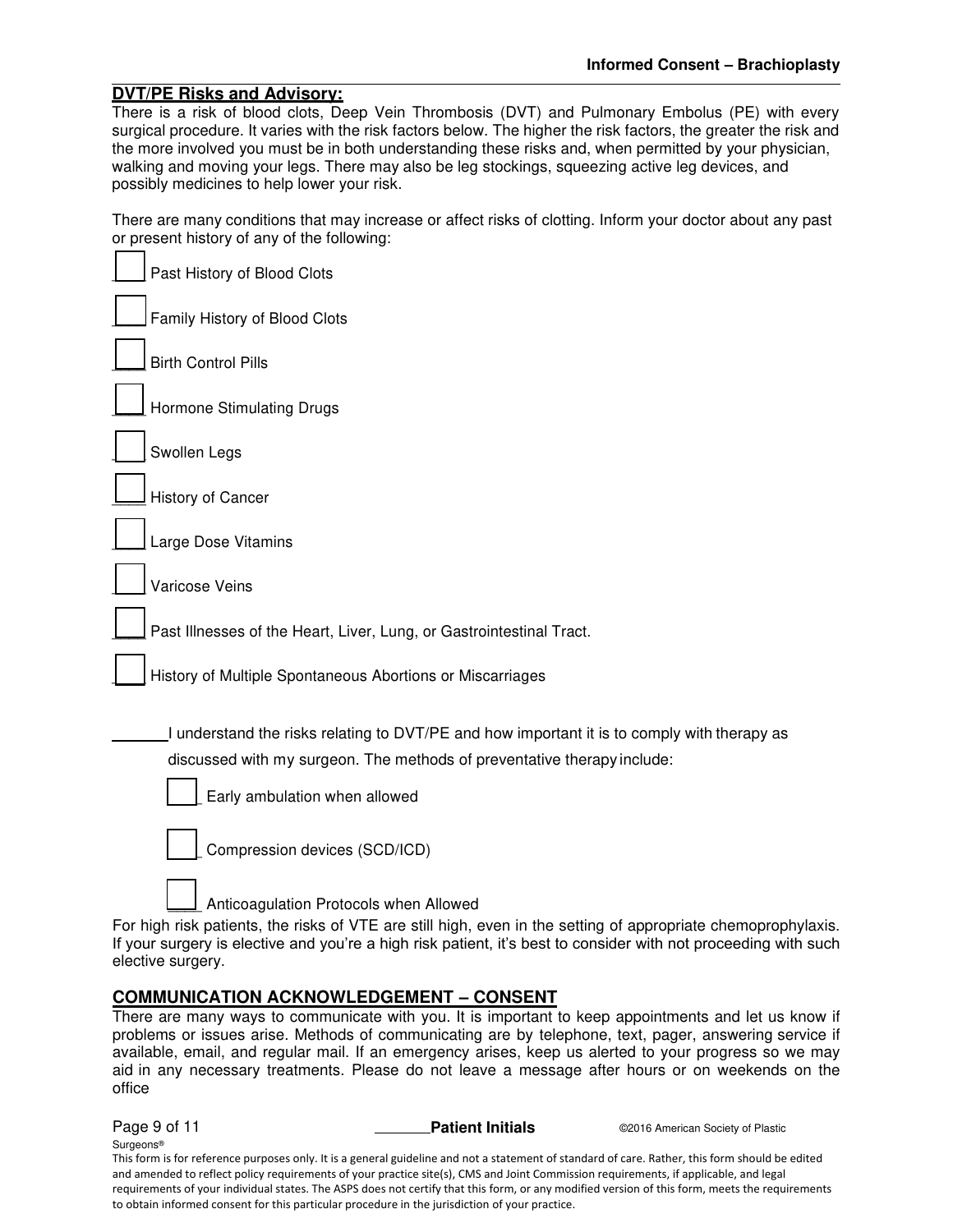## DVT/PE Risks and Advisory:

There is a risk of blood clots, Deep Vein Thrombosis (DVT) and Pulmonary Embolus (PE) with every surgical procedure. It varies with the risk factors below. The higher the risk factors, the greater the risk and the more involved you must be in both understanding these risks and, when permitted by your physician, walking and moving your legs. There may also be leg stockings, squeezing active leg devices, and possibly medicines to help lower your risk.

There are many conditions that may increase or affect risks of clotting. Inform your doctor about any past or present history of any of the following:

- [ ] Past History of Blood Clots
- [ ] Family History of Blood Clots
- [ ] Birth Control Pills
- [ ] Hormone Stimulating Drugs
- [ ] Swollen Legs
- [ ] History of Cancer
- [ ] Large Dose Vitamins
- [ ] Varicose Veins
- [ ] Past Illnesses of the Heart, Liver, Lung, or Gastrointestinal Tract.
- [ ] History of Multiple Spontaneous Abortions or Miscarriages

_______ I understand the risks relating to DVT/PE and how important it is to comply with therapy as discussed with my surgeon. The methods of preventative therapy include:

- [ ] Early ambulation when allowed
- [ ] Compression devices (SCD/ICD)
- [ ] Anticoagulation Protocols when Allowed

For high risk patients, the risks of VTE are still high, even in the setting of appropriate chemoprophylaxis. If your surgery is elective and you're a high risk patient, it's best to consider with not proceeding with such elective surgery.

## COMMUNICATION ACKNOWLEDGEMENT – CONSENT

There are many ways to communicate with you. It is important to keep appointments and let us know if problems or issues arise. Methods of communicating are by telephone, text, pager, answering service if available, email, and regular mail. If an emergency arises, keep us alerted to your progress so we may aid in any necessary treatments. Please do not leave a message after hours or on weekends on the office

_______ **Patient Initials**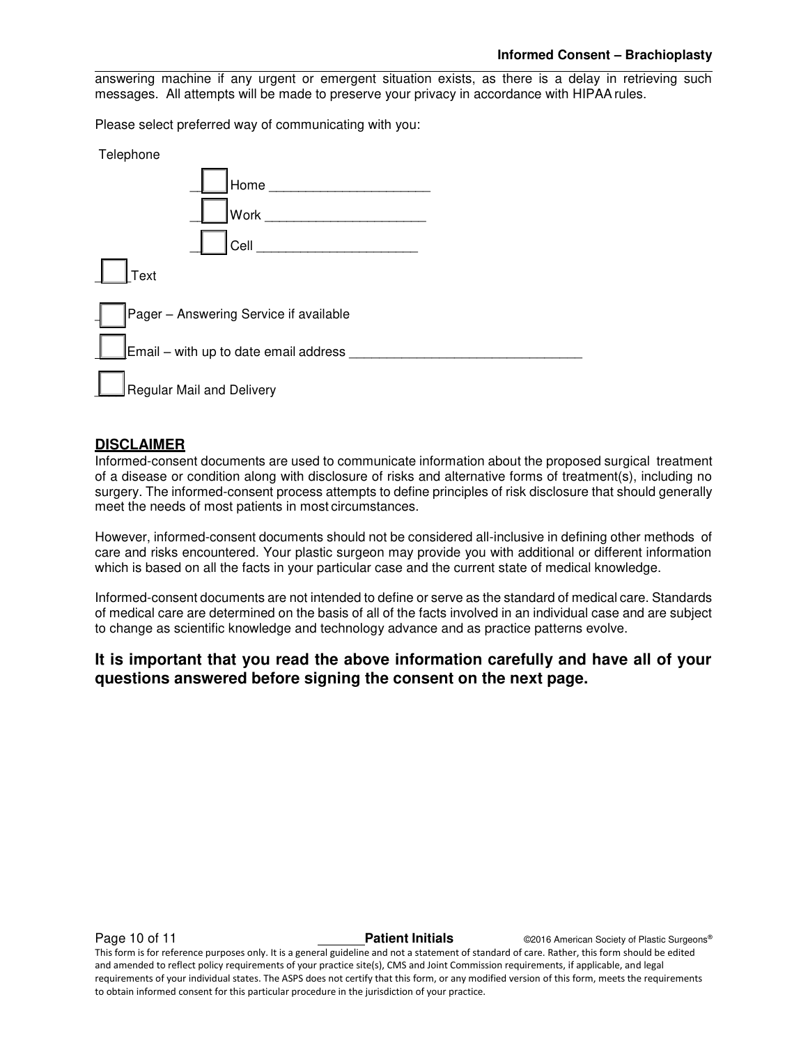answering machine if any urgent or emergent situation exists, as there is a delay in retrieving such messages. All attempts will be made to preserve your privacy in accordance with HIPAA rules.

Please select preferred way of communicating with you:

Telephone

- ☐ Home ______________________
- ☐ Work ______________________
- ☐ Cell ______________________

☐ Text

☐ Pager – Answering Service if available

☐ Email – with up to date email address ________________________________

☐ Regular Mail and Delivery

## DISCLAIMER

Informed-consent documents are used to communicate information about the proposed surgical treatment of a disease or condition along with disclosure of risks and alternative forms of treatment(s), including no surgery. The informed-consent process attempts to define principles of risk disclosure that should generally meet the needs of most patients in most circumstances.

However, informed-consent documents should not be considered all-inclusive in defining other methods of care and risks encountered. Your plastic surgeon may provide you with additional or different information which is based on all the facts in your particular case and the current state of medical knowledge.

Informed-consent documents are not intended to define or serve as the standard of medical care. Standards of medical care are determined on the basis of all of the facts involved in an individual case and are subject to change as scientific knowledge and technology advance and as practice patterns evolve.

**It is important that you read the above information carefully and have all of your questions answered before signing the consent on the next page.**

_______ **Patient Initials**

This form is for reference purposes only. It is a general guideline and not a statement of standard of care. Rather, this form should be edited and amended to reflect policy requirements of your practice site(s), CMS and Joint Commission requirements, if applicable, and legal requirements of your individual states. The ASPS does not certify that this form, or any modified version of this form, meets the requirements to obtain informed consent for this particular procedure in the jurisdiction of your practice.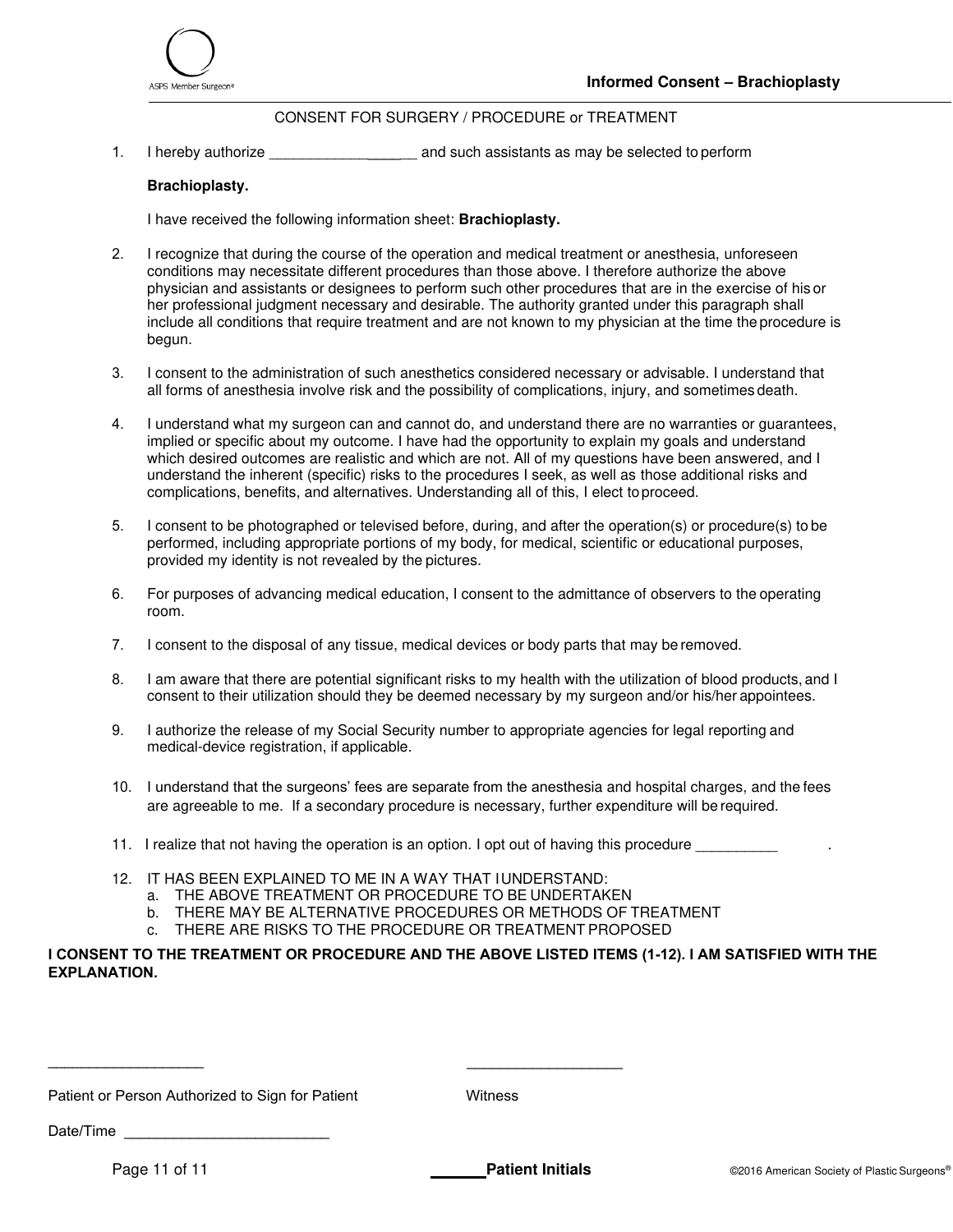# CONSENT FOR SURGERY / PROCEDURE or TREATMENT

1. I hereby authorize ___________________ and such assistants as may be selected to perform

   **Brachioplasty.**

   I have received the following information sheet: **Brachioplasty.**

2. I recognize that during the course of the operation and medical treatment or anesthesia, unforeseen conditions may necessitate different procedures than those above. I therefore authorize the above physician and assistants or designees to perform such other procedures that are in the exercise of his or her professional judgment necessary and desirable. The authority granted under this paragraph shall include all conditions that require treatment and are not known to my physician at the time the procedure is begun.

3. I consent to the administration of such anesthetics considered necessary or advisable. I understand that all forms of anesthesia involve risk and the possibility of complications, injury, and sometimes death.

4. I understand what my surgeon can and cannot do, and understand there are no warranties or guarantees, implied or specific about my outcome. I have had the opportunity to explain my goals and understand which desired outcomes are realistic and which are not. All of my questions have been answered, and I understand the inherent (specific) risks to the procedures I seek, as well as those additional risks and complications, benefits, and alternatives. Understanding all of this, I elect to proceed.

5. I consent to be photographed or televised before, during, and after the operation(s) or procedure(s) to be performed, including appropriate portions of my body, for medical, scientific or educational purposes, provided my identity is not revealed by the pictures.

6. For purposes of advancing medical education, I consent to the admittance of observers to the operating room.

7. I consent to the disposal of any tissue, medical devices or body parts that may be removed.

8. I am aware that there are potential significant risks to my health with the utilization of blood products, and I consent to their utilization should they be deemed necessary by my surgeon and/or his/her appointees.

9. I authorize the release of my Social Security number to appropriate agencies for legal reporting and medical-device registration, if applicable.

10. I understand that the surgeons' fees are separate from the anesthesia and hospital charges, and the fees are agreeable to me. If a secondary procedure is necessary, further expenditure will be required.

11. I realize that not having the operation is an option. I opt out of having this procedure __________ .

12. IT HAS BEEN EXPLAINED TO ME IN A WAY THAT I UNDERSTAND:
    a. THE ABOVE TREATMENT OR PROCEDURE TO BE UNDERTAKEN
    b. THERE MAY BE ALTERNATIVE PROCEDURES OR METHODS OF TREATMENT
    c. THERE ARE RISKS TO THE PROCEDURE OR TREATMENT PROPOSED

**I CONSENT TO THE TREATMENT OR PROCEDURE AND THE ABOVE LISTED ITEMS (1-12). I AM SATISFIED WITH THE EXPLANATION.**

___________________ ___________________

Patient or Person Authorized to Sign for Patient Witness

Date/Time ________________________

______ **Patient Initials**